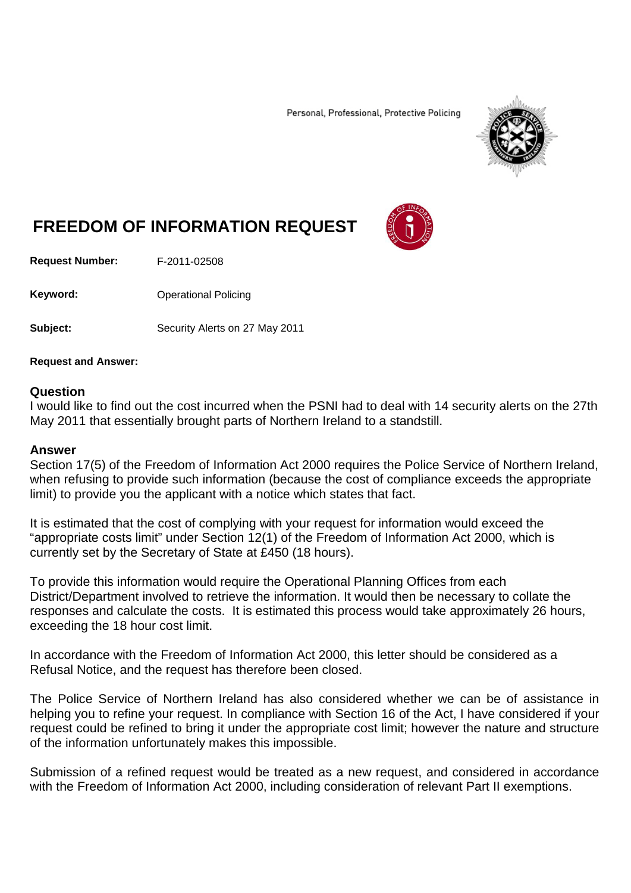Personal, Professional, Protective Policing

# FREEDOM OF INFORMATION REQUEST

**Request Number:** F-2011-02508

**Keyword:** Operational Policing

**Subject:** Security Alerts on 27 May 2011

**Request and Answer:**

## Question

I would like to find out the cost incurred when the PSNI had to deal with 14 security alerts on the 27th May 2011 that essentially brought parts of Northern Ireland to a standstill.

## Answer

Section 17(5) of the Freedom of Information Act 2000 requires the Police Service of Northern Ireland, when refusing to provide such information (because the cost of compliance exceeds the appropriate limit) to provide you the applicant with a notice which states that fact.

It is estimated that the cost of complying with your request for information would exceed the "appropriate costs limit" under Section 12(1) of the Freedom of Information Act 2000, which is currently set by the Secretary of State at £450 (18 hours).

To provide this information would require the Operational Planning Offices from each District/Department involved to retrieve the information. It would then be necessary to collate the responses and calculate the costs. It is estimated this process would take approximately 26 hours, exceeding the 18 hour cost limit.

In accordance with the Freedom of Information Act 2000, this letter should be considered as a Refusal Notice, and the request has therefore been closed.

The Police Service of Northern Ireland has also considered whether we can be of assistance in helping you to refine your request. In compliance with Section 16 of the Act, I have considered if your request could be refined to bring it under the appropriate cost limit; however the nature and structure of the information unfortunately makes this impossible.

Submission of a refined request would be treated as a new request, and considered in accordance with the Freedom of Information Act 2000, including consideration of relevant Part II exemptions.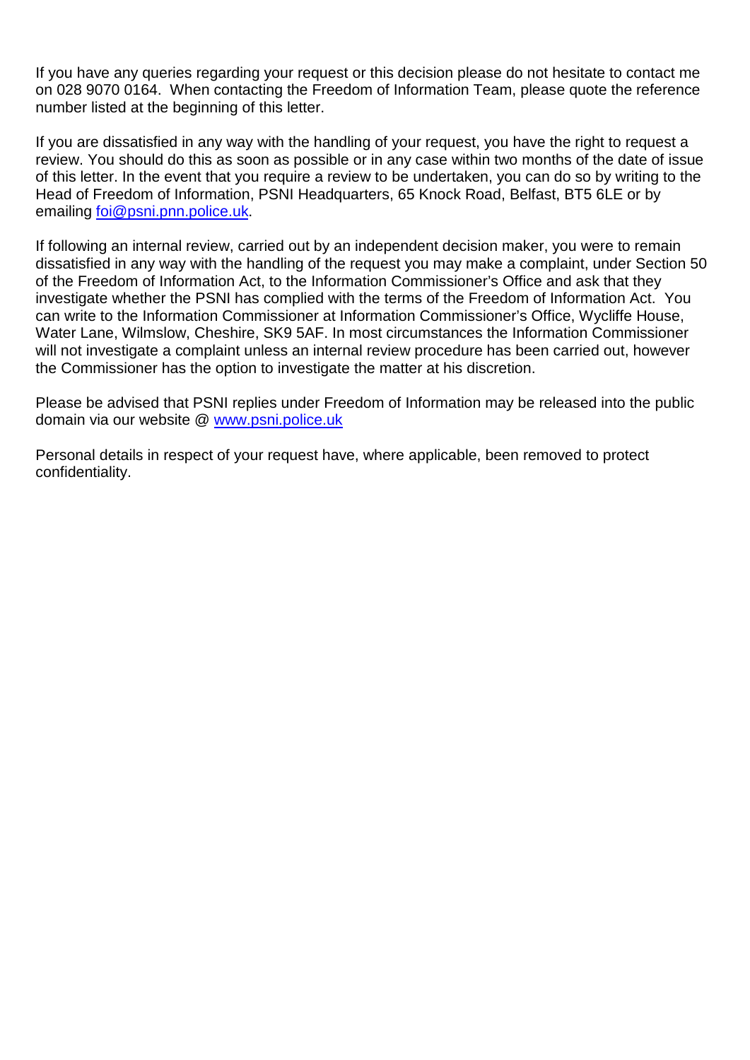If you have any queries regarding your request or this decision please do not hesitate to contact me on 028 9070 0164. When contacting the Freedom of Information Team, please quote the reference number listed at the beginning of this letter.

If you are dissatisfied in any way with the handling of your request, you have the right to request a review. You should do this as soon as possible or in any case within two months of the date of issue of this letter. In the event that you require a review to be undertaken, you can do so by writing to the Head of Freedom of Information, PSNI Headquarters, 65 Knock Road, Belfast, BT5 6LE or by emailing [foi@psni.pnn.police.uk](mailto:foi@psni.pnn.police.uk).

If following an internal review, carried out by an independent decision maker, you were to remain dissatisfied in any way with the handling of the request you may make a complaint, under Section 50 of the Freedom of Information Act, to the Information Commissioner's Office and ask that they investigate whether the PSNI has complied with the terms of the Freedom of Information Act. You can write to the Information Commissioner at Information Commissioner's Office, Wycliffe House, Water Lane, Wilmslow, Cheshire, SK9 5AF. In most circumstances the Information Commissioner will not investigate a complaint unless an internal review procedure has been carried out, however the Commissioner has the option to investigate the matter at his discretion.

Please be advised that PSNI replies under Freedom of Information may be released into the public domain via our website @ [www.psni.police.uk](http://www.psni.police.uk)

Personal details in respect of your request have, where applicable, been removed to protect confidentiality.